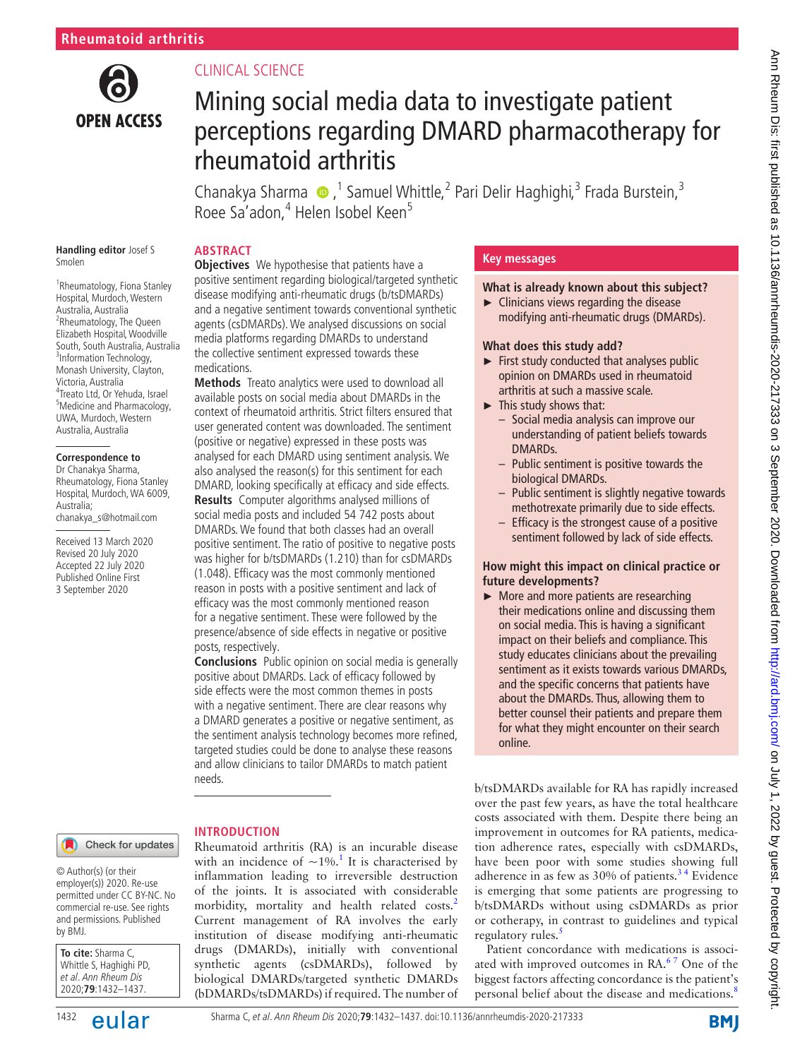Rheumatoid arthritis

CLINICAL SCIENCE

# Mining social media data to investigate patient perceptions regarding DMARD pharmacotherapy for rheumatoid arthritis

Chanakya Sharma,[1] Samuel Whittle,[2] Pari Delir Haghighi,[3] Frada Burstein,[3] Roee Sa'adon,[4] Helen Isobel Keen[5]

Handling editor Josef S Smolen

[1]Rheumatology, Fiona Stanley Hospital, Murdoch, Western Australia, Australia
[2]Rheumatology, The Queen Elizabeth Hospital, Woodville South, South Australia, Australia
[3]Information Technology, Monash University, Clayton, Victoria, Australia
[4]Treato Ltd, Or Yehuda, Israel
[5]Medicine and Pharmacology, UWA, Murdoch, Western Australia, Australia

**Correspondence to**
Dr Chanakya Sharma, Rheumatology, Fiona Stanley Hospital, Murdoch, WA 6009, Australia; chanakya_s@hotmail.com

Received 13 March 2020
Revised 20 July 2020
Accepted 22 July 2020
Published Online First 3 September 2020

## ABSTRACT

**Objectives** We hypothesise that patients have a positive sentiment regarding biological/targeted synthetic disease modifying anti-rheumatic drugs (b/tsDMARDs) and a negative sentiment towards conventional synthetic agents (csDMARDs). We analysed discussions on social media platforms regarding DMARDs to understand the collective sentiment expressed towards these medications.

**Methods** Treato analytics were used to download all available posts on social media about DMARDs in the context of rheumatoid arthritis. Strict filters ensured that user generated content was downloaded. The sentiment (positive or negative) expressed in these posts was analysed for each DMARD using sentiment analysis. We also analysed the reason(s) for this sentiment for each DMARD, looking specifically at efficacy and side effects.

**Results** Computer algorithms analysed millions of social media posts and included 54 742 posts about DMARDs. We found that both classes had an overall positive sentiment. The ratio of positive to negative posts was higher for b/tsDMARDs (1.210) than for csDMARDs (1.048). Efficacy was the most commonly mentioned reason in posts with a positive sentiment and lack of efficacy was the most commonly mentioned reason for a negative sentiment. These were followed by the presence/absence of side effects in negative or positive posts, respectively.

**Conclusions** Public opinion on social media is generally positive about DMARDs. Lack of efficacy followed by side effects were the most common themes in posts with a negative sentiment. There are clear reasons why a DMARD generates a positive or negative sentiment, as the sentiment analysis technology becomes more refined, targeted studies could be done to analyse these reasons and allow clinicians to tailor DMARDs to match patient needs.

## Key messages

**What is already known about this subject?**

- Clinicians views regarding the disease modifying anti-rheumatic drugs (DMARDs).

**What does this study add?**

- First study conducted that analyses public opinion on DMARDs used in rheumatoid arthritis at such a massive scale.
- This study shows that:
  - Social media analysis can improve our understanding of patient beliefs towards DMARDs.
  - Public sentiment is positive towards the biological DMARDs.
  - Public sentiment is slightly negative towards methotrexate primarily due to side effects.
  - Efficacy is the strongest cause of a positive sentiment followed by lack of side effects.

**How might this impact on clinical practice or future developments?**

- More and more patients are researching their medications online and discussing them on social media. This is having a significant impact on their beliefs and compliance. This study educates clinicians about the prevailing sentiment as it exists towards various DMARDs, and the specific concerns that patients have about the DMARDs. Thus, allowing them to better counsel their patients and prepare them for what they might encounter on their search online.

© Author(s) (or their employer(s)) 2020. Re-use permitted under CC BY-NC. No commercial re-use. See rights and permissions. Published by BMJ.

**To cite:** Sharma C, Whittle S, Haghighi PD, et al. *Ann Rheum Dis* 2020;**79**:1432–1437.

## INTRODUCTION

Rheumatoid arthritis (RA) is an incurable disease with an incidence of ~1%.[1] It is characterised by inflammation leading to irreversible destruction of the joints. It is associated with considerable morbidity, mortality and health related costs.[2] Current management of RA involves the early institution of disease modifying anti-rheumatic drugs (DMARDs), initially with conventional synthetic agents (csDMARDs), followed by biological DMARDs/targeted synthetic DMARDs (bDMARDs/tsDMARDs) if required. The number of b/tsDMARDs available for RA has rapidly increased over the past few years, as have the total healthcare costs associated with them. Despite there being an improvement in outcomes for RA patients, medication adherence rates, especially with csDMARDs, have been poor with some studies showing full adherence in as few as 30% of patients.[3,4] Evidence is emerging that some patients are progressing to b/tsDMARDs without using csDMARDs as prior or cotherapy, in contrast to guidelines and typical regulatory rules.[5]

Patient concordance with medications is associated with improved outcomes in RA.[6,7] One of the biggest factors affecting concordance is the patient's personal belief about the disease and medications.[8]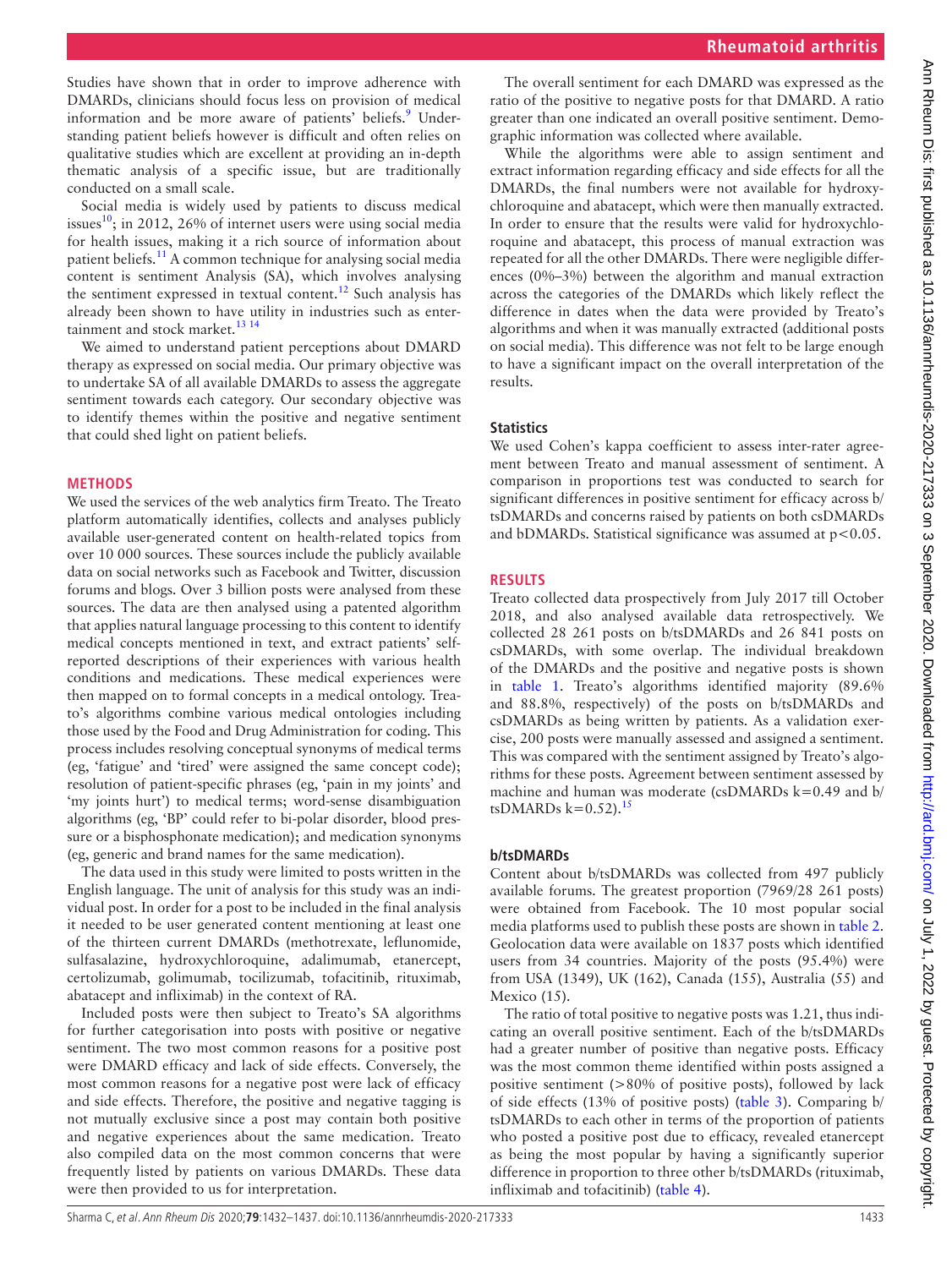Studies have shown that in order to improve adherence with DMARDs, clinicians should focus less on provision of medical information and be more aware of patients' beliefs.[9] Understanding patient beliefs however is difficult and often relies on qualitative studies which are excellent at providing an in-depth thematic analysis of a specific issue, but are traditionally conducted on a small scale.

Social media is widely used by patients to discuss medical issues[10]; in 2012, 26% of internet users were using social media for health issues, making it a rich source of information about patient beliefs.[11] A common technique for analysing social media content is sentiment Analysis (SA), which involves analysing the sentiment expressed in textual content.[12] Such analysis has already been shown to have utility in industries such as entertainment and stock market.[13 14]

We aimed to understand patient perceptions about DMARD therapy as expressed on social media. Our primary objective was to undertake SA of all available DMARDs to assess the aggregate sentiment towards each category. Our secondary objective was to identify themes within the positive and negative sentiment that could shed light on patient beliefs.

## METHODS

We used the services of the web analytics firm Treato. The Treato platform automatically identifies, collects and analyses publicly available user-generated content on health-related topics from over 10 000 sources. These sources include the publicly available data on social networks such as Facebook and Twitter, discussion forums and blogs. Over 3 billion posts were analysed from these sources. The data are then analysed using a patented algorithm that applies natural language processing to this content to identify medical concepts mentioned in text, and extract patients' self-reported descriptions of their experiences with various health conditions and medications. These medical experiences were then mapped on to formal concepts in a medical ontology. Treato's algorithms combine various medical ontologies including those used by the Food and Drug Administration for coding. This process includes resolving conceptual synonyms of medical terms (eg, 'fatigue' and 'tired' were assigned the same concept code); resolution of patient-specific phrases (eg, 'pain in my joints' and 'my joints hurt') to medical terms; word-sense disambiguation algorithms (eg, 'BP' could refer to bi-polar disorder, blood pressure or a bisphosphonate medication); and medication synonyms (eg, generic and brand names for the same medication).

The data used in this study were limited to posts written in the English language. The unit of analysis for this study was an individual post. In order for a post to be included in the final analysis it needed to be user generated content mentioning at least one of the thirteen current DMARDs (methotrexate, leflunomide, sulfasalazine, hydroxychloroquine, adalimumab, etanercept, certolizumab, golimumab, tocilizumab, tofacitinib, rituximab, abatacept and infliximab) in the context of RA.

Included posts were then subject to Treato's SA algorithms for further categorisation into posts with positive or negative sentiment. The two most common reasons for a positive post were DMARD efficacy and lack of side effects. Conversely, the most common reasons for a negative post were lack of efficacy and side effects. Therefore, the positive and negative tagging is not mutually exclusive since a post may contain both positive and negative experiences about the same medication. Treato also compiled data on the most common concerns that were frequently listed by patients on various DMARDs. These data were then provided to us for interpretation.

The overall sentiment for each DMARD was expressed as the ratio of the positive to negative posts for that DMARD. A ratio greater than one indicated an overall positive sentiment. Demographic information was collected where available.

While the algorithms were able to assign sentiment and extract information regarding efficacy and side effects for all the DMARDs, the final numbers were not available for hydroxychloroquine and abatacept, which were then manually extracted. In order to ensure that the results were valid for hydroxychloroquine and abatacept, this process of manual extraction was repeated for all the other DMARDs. There were negligible differences (0%–3%) between the algorithm and manual extraction across the categories of the DMARDs which likely reflect the difference in dates when the data were provided by Treato's algorithms and when it was manually extracted (additional posts on social media). This difference was not felt to be large enough to have a significant impact on the overall interpretation of the results.

### Statistics

We used Cohen's kappa coefficient to assess inter-rater agreement between Treato and manual assessment of sentiment. A comparison in proportions test was conducted to search for significant differences in positive sentiment for efficacy across b/tsDMARDs and concerns raised by patients on both csDMARDs and bDMARDs. Statistical significance was assumed at $p<0.05$.

## RESULTS

Treato collected data prospectively from July 2017 till October 2018, and also analysed available data retrospectively. We collected 28 261 posts on b/tsDMARDs and 26 841 posts on csDMARDs, with some overlap. The individual breakdown of the DMARDs and the positive and negative posts is shown in table 1. Treato's algorithms identified majority (89.6% and 88.8%, respectively) of the posts on b/tsDMARDs and csDMARDs as being written by patients. As a validation exercise, 200 posts were manually assessed and assigned a sentiment. This was compared with the sentiment assigned by Treato's algorithms for these posts. Agreement between sentiment assessed by machine and human was moderate (csDMARDs $k=0.49$ and b/tsDMARDs $k=0.52$).[15]

### b/tsDMARDs

Content about b/tsDMARDs was collected from 497 publicly available forums. The greatest proportion (7969/28 261 posts) were obtained from Facebook. The 10 most popular social media platforms used to publish these posts are shown in table 2. Geolocation data were available on 1837 posts which identified users from 34 countries. Majority of the posts (95.4%) were from USA (1349), UK (162), Canada (155), Australia (55) and Mexico (15).

The ratio of total positive to negative posts was 1.21, thus indicating an overall positive sentiment. Each of the b/tsDMARDs had a greater number of positive than negative posts. Efficacy was the most common theme identified within posts assigned a positive sentiment (>80% of positive posts), followed by lack of side effects (13% of positive posts) (table 3). Comparing b/tsDMARDs to each other in terms of the proportion of patients who posted a positive post due to efficacy, revealed etanercept as being the most popular by having a significantly superior difference in proportion to three other b/tsDMARDs (rituximab, infliximab and tofacitinib) (table 4).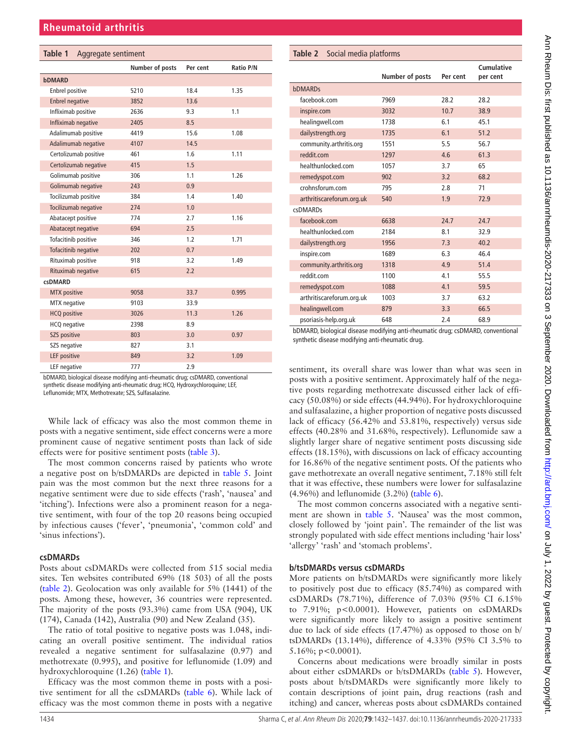**Table 1** Aggregate sentiment

| | Number of posts | Per cent | Ratio P/N |
|---|---|---|---|
| **bDMARD** | | | |
| Enbrel positive | 5210 | 18.4 | 1.35 |
| Enbrel negative | 3852 | 13.6 | |
| Infliximab positive | 2636 | 9.3 | 1.1 |
| Infliximab negative | 2405 | 8.5 | |
| Adalimumab positive | 4419 | 15.6 | 1.08 |
| Adalimumab negative | 4107 | 14.5 | |
| Certolizumab positive | 461 | 1.6 | 1.11 |
| Certolizumab negative | 415 | 1.5 | |
| Golimumab positive | 306 | 1.1 | 1.26 |
| Golimumab negative | 243 | 0.9 | |
| Tocilizumab positive | 384 | 1.4 | 1.40 |
| Tocilizumab negative | 274 | 1.0 | |
| Abatacept positive | 774 | 2.7 | 1.16 |
| Abatacept negative | 694 | 2.5 | |
| Tofacitinib positive | 346 | 1.2 | 1.71 |
| Tofacitinib negative | 202 | 0.7 | |
| Rituximab positive | 918 | 3.2 | 1.49 |
| Rituximab negative | 615 | 2.2 | |
| **csDMARD** | | | |
| MTX positive | 9058 | 33.7 | 0.995 |
| MTX negative | 9103 | 33.9 | |
| HCQ positive | 3026 | 11.3 | 1.26 |
| HCQ negative | 2398 | 8.9 | |
| SZS positive | 803 | 3.0 | 0.97 |
| SZS negative | 827 | 3.1 | |
| LEF positive | 849 | 3.2 | 1.09 |
| LEF negative | 777 | 2.9 | |

bDMARD, biological disease modifying anti-rheumatic drug; csDMARD, conventional synthetic disease modifying anti-rheumatic drug; HCQ, Hydroxychloroquine; LEF, Leflunomide; MTX, Methotrexate; SZS, Sulfasalazine.

While lack of efficacy was also the most common theme in posts with a negative sentiment, side effect concerns were a more prominent cause of negative sentiment posts than lack of side effects were for positive sentiment posts (table 3).

The most common concerns raised by patients who wrote a negative post on b/tsDMARDs are depicted in table 5. Joint pain was the most common but the next three reasons for a negative sentiment were due to side effects ('rash', 'nausea' and 'itching'). Infections were also a prominent reason for a negative sentiment, with four of the top 20 reasons being occupied by infectious causes ('fever', 'pneumonia', 'common cold' and 'sinus infections').

### csDMARDs

Posts about csDMARDs were collected from 515 social media sites. Ten websites contributed 69% (18 503) of all the posts (table 2). Geolocation was only available for 5% (1441) of the posts. Among these, however, 36 countries were represented. The majority of the posts (93.3%) came from USA (904), UK (174), Canada (142), Australia (90) and New Zealand (35).

The ratio of total positive to negative posts was 1.048, indicating an overall positive sentiment. The individual ratios revealed a negative sentiment for sulfasalazine (0.97) and methotrexate (0.995), and positive for leflunomide (1.09) and hydroxychloroquine (1.26) (table 1).

Efficacy was the most common theme in posts with a positive sentiment for all the csDMARDs (table 6). While lack of efficacy was the most common theme in posts with a negative sentiment, its overall share was lower than what was seen in posts with a positive sentiment. Approximately half of the negative posts regarding methotrexate discussed either lack of efficacy (50.08%) or side effects (44.94%). For hydroxychloroquine and sulfasalazine, a higher proportion of negative posts discussed lack of efficacy (56.42% and 53.81%, respectively) versus side effects (40.28% and 31.68%, respectively). Leflunomide saw a slightly larger share of negative sentiment posts discussing side effects (18.15%), with discussions on lack of efficacy accounting for 16.86% of the negative sentiment posts. Of the patients who gave methotrexate an overall negative sentiment, 7.18% still felt that it was effective, these numbers were lower for sulfasalazine (4.96%) and leflunomide (3.2%) (table 6).

The most common concerns associated with a negative sentiment are shown in table 5. 'Nausea' was the most common, closely followed by 'joint pain'. The remainder of the list was strongly populated with side effect mentions including 'hair loss' 'allergy' 'rash' and 'stomach problems'.

**Table 2** Social media platforms

| | Number of posts | Per cent | Cumulative per cent |
|---|---|---|---|
| bDMARDs | | | |
| facebook.com | 7969 | 28.2 | 28.2 |
| inspire.com | 3032 | 10.7 | 38.9 |
| healingwell.com | 1738 | 6.1 | 45.1 |
| dailystrength.org | 1735 | 6.1 | 51.2 |
| community.arthritis.org | 1551 | 5.5 | 56.7 |
| reddit.com | 1297 | 4.6 | 61.3 |
| healthunlocked.com | 1057 | 3.7 | 65 |
| remedyspot.com | 902 | 3.2 | 68.2 |
| crohnsforum.com | 795 | 2.8 | 71 |
| arthritiscareforum.org.uk | 540 | 1.9 | 72.9 |
| csDMARDs | | | |
| facebook.com | 6638 | 24.7 | 24.7 |
| healthunlocked.com | 2184 | 8.1 | 32.9 |
| dailystrength.org | 1956 | 7.3 | 40.2 |
| inspire.com | 1689 | 6.3 | 46.4 |
| community.arthritis.org | 1318 | 4.9 | 51.4 |
| reddit.com | 1100 | 4.1 | 55.5 |
| remedyspot.com | 1088 | 4.1 | 59.5 |
| arthritiscareforum.org.uk | 1003 | 3.7 | 63.2 |
| healingwell.com | 879 | 3.3 | 66.5 |
| psoriasis-help.org.uk | 648 | 2.4 | 68.9 |

bDMARD, biological disease modifying anti-rheumatic drug; csDMARD, conventional synthetic disease modifying anti-rheumatic drug.

### b/tsDMARDs versus csDMARDs

More patients on b/tsDMARDs were significantly more likely to positively post due to efficacy (85.74%) as compared with csDMARDs (78.71%), difference of 7.03% (95% CI 6.15% to 7.91%; $p<0.0001$). However, patients on csDMARDs were significantly more likely to assign a positive sentiment due to lack of side effects (17.47%) as opposed to those on b/tsDMARDs (13.14%), difference of 4.33% (95% CI 3.5% to 5.16%; $p<0.0001$).

Concerns about medications were broadly similar in posts about either csDMARDs or b/tsDMARDs (table 5). However, posts about b/tsDMARDs were significantly more likely to contain descriptions of joint pain, drug reactions (rash and itching) and cancer, whereas posts about csDMARDs contained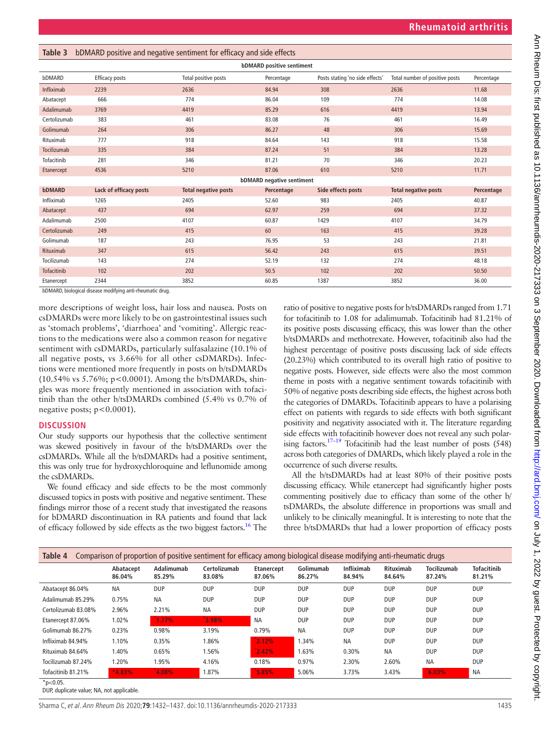**Table 3** bDMARD positive and negative sentiment for efficacy and side effects

| bDMARD positive sentiment | | | | | | |
|---|---|---|---|---|---|---|
| bDMARD | Efficacy posts | Total positive posts | Percentage | Posts stating 'no side effects' | Total number of positive posts | Percentage |
| Infliximab | 2239 | 2636 | 84.94 | 308 | 2636 | 11.68 |
| Abatacept | 666 | 774 | 86.04 | 109 | 774 | 14.08 |
| Adalimumab | 3769 | 4419 | 85.29 | 616 | 4419 | 13.94 |
| Certolizumab | 383 | 461 | 83.08 | 76 | 461 | 16.49 |
| Golimumab | 264 | 306 | 86.27 | 48 | 306 | 15.69 |
| Rituximab | 777 | 918 | 84.64 | 143 | 918 | 15.58 |
| Tocilizumab | 335 | 384 | 87.24 | 51 | 384 | 13.28 |
| Tofacitinib | 281 | 346 | 81.21 | 70 | 346 | 20.23 |
| Etanercept | 4536 | 5210 | 87.06 | 610 | 5210 | 11.71 |
| **bDMARD negative sentiment** | | | | | | |
| **bDMARD** | **Lack of efficacy posts** | **Total negative posts** | **Percentage** | **Side effects posts** | **Total negative posts** | **Percentage** |
| Infliximab | 1265 | 2405 | 52.60 | 983 | 2405 | 40.87 |
| Abatacept | 437 | 694 | 62.97 | 259 | 694 | 37.32 |
| Adalimumab | 2500 | 4107 | 60.87 | 1429 | 4107 | 34.79 |
| Certolizumab | 249 | 415 | 60 | 163 | 415 | 39.28 |
| Golimumab | 187 | 243 | 76.95 | 53 | 243 | 21.81 |
| Rituximab | 347 | 615 | 56.42 | 243 | 615 | 39.51 |
| Tocilizumab | 143 | 274 | 52.19 | 132 | 274 | 48.18 |
| Tofacitinib | 102 | 202 | 50.5 | 102 | 202 | 50.50 |
| Etanercept | 2344 | 3852 | 60.85 | 1387 | 3852 | 36.00 |

bDMARD, biological disease modifying anti-rheumatic drug.

more descriptions of weight loss, hair loss and nausea. Posts on csDMARDs were more likely to be on gastrointestinal issues such as 'stomach problems', 'diarrhoea' and 'vomiting'. Allergic reactions to the medications were also a common reason for negative sentiment with csDMARDs, particularly sulfasalazine (10.1% of all negative posts, vs 3.66% for all other csDMARDs). Infections were mentioned more frequently in posts on b/tsDMARDs (10.54% vs 5.76%; $p<0.0001$). Among the b/tsDMARDs, shingles was more frequently mentioned in association with tofacitinib than the other b/tsDMARDs combined (5.4% vs 0.7% of negative posts; $p<0.0001$).

## DISCUSSION

Our study supports our hypothesis that the collective sentiment was skewed positively in favour of the b/tsDMARDs over the csDMARDs. While all the b/tsDMARDs had a positive sentiment, this was only true for hydroxychloroquine and leflunomide among the csDMARDs.

We found efficacy and side effects to be the most commonly discussed topics in posts with positive and negative sentiment. These findings mirror those of a recent study that investigated the reasons for bDMARD discontinuation in RA patients and found that lack of efficacy followed by side effects as the two biggest factors.[16] The ratio of positive to negative posts for b/tsDMARDs ranged from 1.71 for tofacitinib to 1.08 for adalimumab. Tofacitinib had 81.21% of its positive posts discussing efficacy, this was lower than the other b/tsDMARDs and methotrexate. However, tofacitinib also had the highest percentage of positive posts discussing lack of side effects (20.23%) which contributed to its overall high ratio of positive to negative posts. However, side effects were also the most common theme in posts with a negative sentiment towards tofacitinib with 50% of negative posts describing side effects, the highest across both the categories of DMARDs. Tofacitinib appears to have a polarising effect on patients with regards to side effects with both significant positivity and negativity associated with it. The literature regarding side effects with tofacitinib however does not reveal any such polarising factors.[17–19] Tofacitinib had the least number of posts (548) across both categories of DMARDs, which likely played a role in the occurrence of such diverse results.

All the b/tsDMARDs had at least 80% of their positive posts discussing efficacy. While etanercept had significantly higher posts commenting positively due to efficacy than some of the other b/tsDMARDs, the absolute difference in proportions was small and unlikely to be clinically meaningful. It is interesting to note that the three b/tsDMARDs that had a lower proportion of efficacy posts

**Table 4** Comparison of proportion of positive sentiment for efficacy among biological disease modifying anti-rheumatic drugs

| | Abatacept 86.04% | Adalimumab 85.29% | Certolizumab 83.08% | Etanercept 87.06% | Golimumab 86.27% | Infliximab 84.94% | Rituximab 84.64% | Tocilizumab 87.24% | Tofacitinib 81.21% |
|---|---|---|---|---|---|---|---|---|---|
| Abatacept 86.04% | NA | DUP | DUP | DUP | DUP | DUP | DUP | DUP | DUP |
| Adalimumab 85.29% | 0.75% | NA | DUP | DUP | DUP | DUP | DUP | DUP | DUP |
| Certolizumab 83.08% | 2.96% | 2.21% | NA | DUP | DUP | DUP | DUP | DUP | DUP |
| Etanercept 87.06% | 1.02% | *1.77% | *3.98% | NA | DUP | DUP | DUP | DUP | DUP |
| Golimumab 86.27% | 0.23% | 0.98% | 3.19% | 0.79% | NA | DUP | DUP | DUP | DUP |
| Infliximab 84.94% | 1.10% | 0.35% | 1.86% | *2.12% | 1.34% | NA | DUP | DUP | DUP |
| Rituximab 84.64% | 1.40% | 0.65% | 1.56% | *2.42% | 1.63% | 0.30% | NA | DUP | DUP |
| Tocilizumab 87.24% | 1.20% | 1.95% | 4.16% | 0.18% | 0.97% | 2.30% | 2.60% | NA | DUP |
| Tofacitinib 81.21% | *4.83% | *4.08% | 1.87% | *5.85% | 5.06% | 3.73% | 3.43% | *6.03% | NA |

*$p<0.05$.
DUP, duplicate value; NA, not applicable.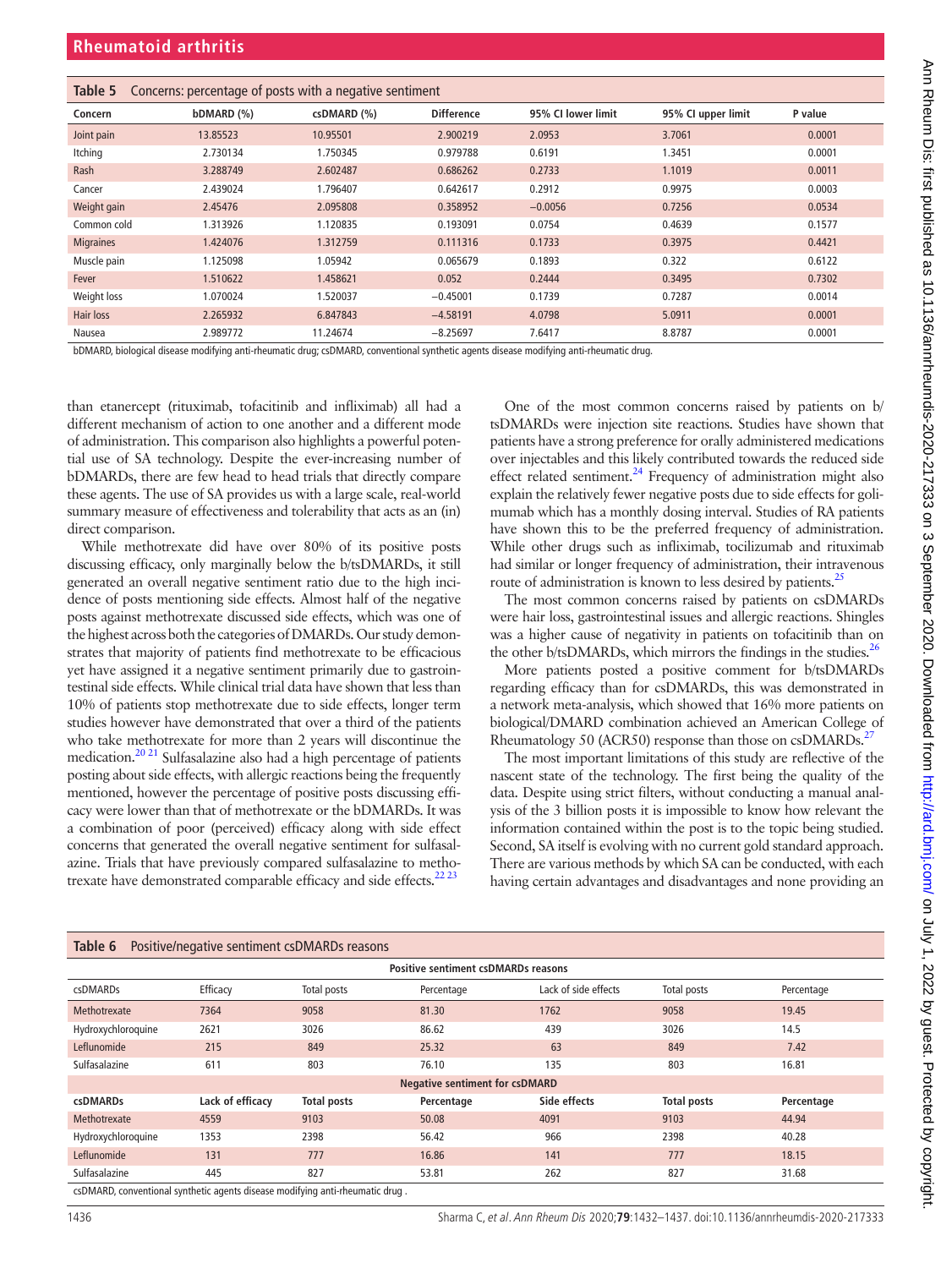**Table 5** Concerns: percentage of posts with a negative sentiment

| Concern | bDMARD (%) | csDMARD (%) | Difference | 95% CI lower limit | 95% CI upper limit | P value |
|---|---|---|---|---|---|---|
| Joint pain | 13.85523 | 10.95501 | 2.900219 | 2.0953 | 3.7061 | 0.0001 |
| Itching | 2.730134 | 1.750345 | 0.979788 | 0.6191 | 1.3451 | 0.0001 |
| Rash | 3.288749 | 2.602487 | 0.686262 | 0.2733 | 1.1019 | 0.0011 |
| Cancer | 2.439024 | 1.796407 | 0.642617 | 0.2912 | 0.9975 | 0.0003 |
| Weight gain | 2.45476 | 2.095808 | 0.358952 | −0.0056 | 0.7256 | 0.0534 |
| Common cold | 1.313926 | 1.120835 | 0.193091 | 0.0754 | 0.4639 | 0.1577 |
| Migraines | 1.424076 | 1.312759 | 0.111316 | 0.1733 | 0.3975 | 0.4421 |
| Muscle pain | 1.125098 | 1.05942 | 0.065679 | 0.1893 | 0.322 | 0.6122 |
| Fever | 1.510622 | 1.458621 | 0.052 | 0.2444 | 0.3495 | 0.7302 |
| Weight loss | 1.070024 | 1.520037 | −0.45001 | 0.1739 | 0.7287 | 0.0014 |
| Hair loss | 2.265932 | 6.847843 | −4.58191 | 4.0798 | 5.0911 | 0.0001 |
| Nausea | 2.989772 | 11.24674 | −8.25697 | 7.6417 | 8.8787 | 0.0001 |

bDMARD, biological disease modifying anti-rheumatic drug; csDMARD, conventional synthetic agents disease modifying anti-rheumatic drug.

than etanercept (rituximab, tofacitinib and infliximab) all had a different mechanism of action to one another and a different mode of administration. This comparison also highlights a powerful potential use of SA technology. Despite the ever-increasing number of bDMARDs, there are few head to head trials that directly compare these agents. The use of SA provides us with a large scale, real-world summary measure of effectiveness and tolerability that acts as an (in) direct comparison.

While methotrexate did have over 80% of its positive posts discussing efficacy, only marginally below the b/tsDMARDs, it still generated an overall negative sentiment ratio due to the high incidence of posts mentioning side effects. Almost half of the negative posts against methotrexate discussed side effects, which was one of the highest across both the categories of DMARDs. Our study demonstrates that majority of patients find methotrexate to be efficacious yet have assigned it a negative sentiment primarily due to gastrointestinal side effects. While clinical trial data have shown that less than 10% of patients stop methotrexate due to side effects, longer term studies however have demonstrated that over a third of the patients who take methotrexate for more than 2 years will discontinue the medication.[20 21] Sulfasalazine also had a high percentage of patients posting about side effects, with allergic reactions being the frequently mentioned, however the percentage of positive posts discussing efficacy were lower than that of methotrexate or the bDMARDs. It was a combination of poor (perceived) efficacy along with side effect concerns that generated the overall negative sentiment for sulfasalazine. Trials that have previously compared sulfasalazine to methotrexate have demonstrated comparable efficacy and side effects.[22 23]

One of the most common concerns raised by patients on b/tsDMARDs were injection site reactions. Studies have shown that patients have a strong preference for orally administered medications over injectables and this likely contributed towards the reduced side effect related sentiment.[24] Frequency of administration might also explain the relatively fewer negative posts due to side effects for golimumab which has a monthly dosing interval. Studies of RA patients have shown this to be the preferred frequency of administration. While other drugs such as infliximab, tocilizumab and rituximab had similar or longer frequency of administration, their intravenous route of administration is known to less desired by patients.[25]

The most common concerns raised by patients on csDMARDs were hair loss, gastrointestinal issues and allergic reactions. Shingles was a higher cause of negativity in patients on tofacitinib than on the other b/tsDMARDs, which mirrors the findings in the studies.[26]

More patients posted a positive comment for b/tsDMARDs regarding efficacy than for csDMARDs, this was demonstrated in a network meta-analysis, which showed that 16% more patients on biological/DMARD combination achieved an American College of Rheumatology 50 (ACR50) response than those on csDMARDs.[27]

The most important limitations of this study are reflective of the nascent state of the technology. The first being the quality of the data. Despite using strict filters, without conducting a manual analysis of the 3 billion posts it is impossible to know how relevant the information contained within the post is to the topic being studied. Second, SA itself is evolving with no current gold standard approach. There are various methods by which SA can be conducted, with each having certain advantages and disadvantages and none providing an

**Table 6** Positive/negative sentiment csDMARDs reasons

| Positive sentiment csDMARDs reasons | | | | | | |
|---|---|---|---|---|---|---|
| csDMARDs | Efficacy | Total posts | Percentage | Lack of side effects | Total posts | Percentage |
| Methotrexate | 7364 | 9058 | 81.30 | 1762 | 9058 | 19.45 |
| Hydroxychloroquine | 2621 | 3026 | 86.62 | 439 | 3026 | 14.5 |
| Leflunomide | 215 | 849 | 25.32 | 63 | 849 | 7.42 |
| Sulfasalazine | 611 | 803 | 76.10 | 135 | 803 | 16.81 |
| **Negative sentiment for csDMARD** | | | | | | |
| **csDMARDs** | **Lack of efficacy** | **Total posts** | **Percentage** | **Side effects** | **Total posts** | **Percentage** |
| Methotrexate | 4559 | 9103 | 50.08 | 4091 | 9103 | 44.94 |
| Hydroxychloroquine | 1353 | 2398 | 56.42 | 966 | 2398 | 40.28 |
| Leflunomide | 131 | 777 | 16.86 | 141 | 777 | 18.15 |
| Sulfasalazine | 445 | 827 | 53.81 | 262 | 827 | 31.68 |

csDMARD, conventional synthetic agents disease modifying anti-rheumatic drug .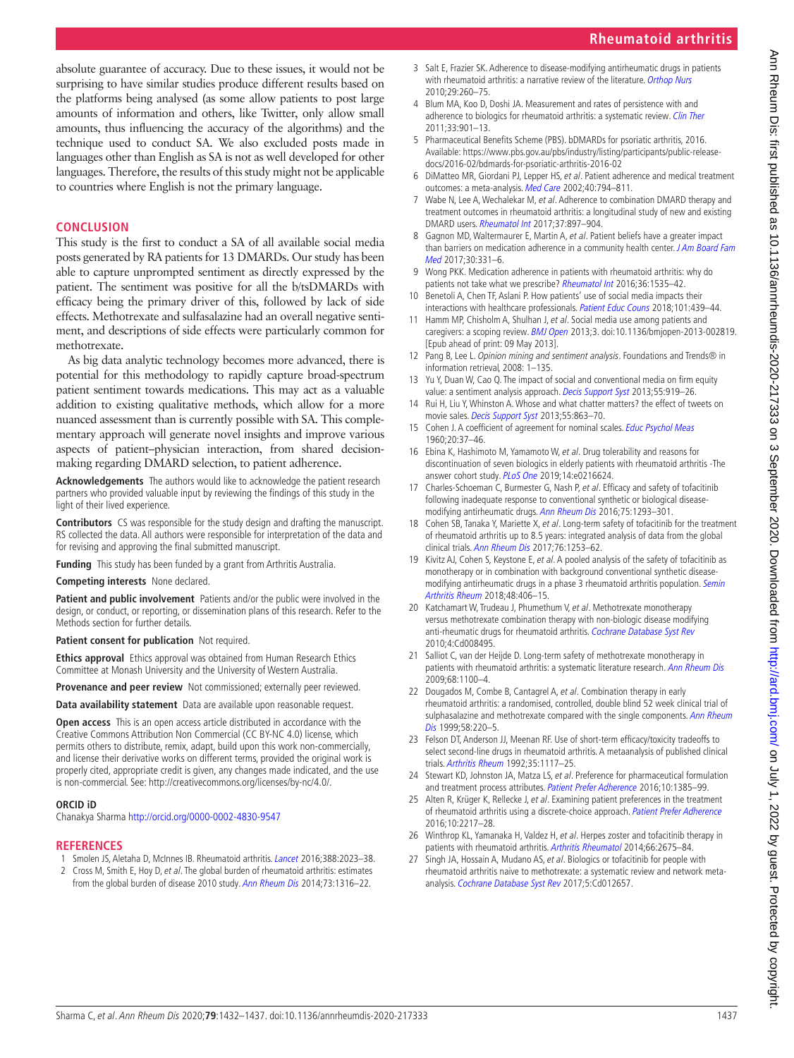absolute guarantee of accuracy. Due to these issues, it would not be surprising to have similar studies produce different results based on the platforms being analysed (as some allow patients to post large amounts of information and others, like Twitter, only allow small amounts, thus influencing the accuracy of the algorithms) and the technique used to conduct SA. We also excluded posts made in languages other than English as SA is not as well developed for other languages. Therefore, the results of this study might not be applicable to countries where English is not the primary language.

## CONCLUSION

This study is the first to conduct a SA of all available social media posts generated by RA patients for 13 DMARDs. Our study has been able to capture unprompted sentiment as directly expressed by the patient. The sentiment was positive for all the b/tsDMARDs with efficacy being the primary driver of this, followed by lack of side effects. Methotrexate and sulfasalazine had an overall negative sentiment, and descriptions of side effects were particularly common for methotrexate.

As big data analytic technology becomes more advanced, there is potential for this methodology to rapidly capture broad-spectrum patient sentiment towards medications. This may act as a valuable addition to existing qualitative methods, which allow for a more nuanced assessment than is currently possible with SA. This complementary approach will generate novel insights and improve various aspects of patient–physician interaction, from shared decision-making regarding DMARD selection, to patient adherence.

**Acknowledgements** The authors would like to acknowledge the patient research partners who provided valuable input by reviewing the findings of this study in the light of their lived experience.

**Contributors** CS was responsible for the study design and drafting the manuscript. RS collected the data. All authors were responsible for interpretation of the data and for revising and approving the final submitted manuscript.

**Funding** This study has been funded by a grant from Arthritis Australia.

**Competing interests** None declared.

**Patient and public involvement** Patients and/or the public were involved in the design, or conduct, or reporting, or dissemination plans of this research. Refer to the Methods section for further details.

**Patient consent for publication** Not required.

**Ethics approval** Ethics approval was obtained from Human Research Ethics Committee at Monash University and the University of Western Australia.

**Provenance and peer review** Not commissioned; externally peer reviewed.

**Data availability statement** Data are available upon reasonable request.

**Open access** This is an open access article distributed in accordance with the Creative Commons Attribution Non Commercial (CC BY-NC 4.0) license, which permits others to distribute, remix, adapt, build upon this work non-commercially, and license their derivative works on different terms, provided the original work is properly cited, appropriate credit is given, any changes made indicated, and the use is non-commercial. See: http://creativecommons.org/licenses/by-nc/4.0/.

### ORCID iD

Chanakya Sharma http://orcid.org/0000-0002-4830-9547

## REFERENCES

1. Smolen JS, Aletaha D, McInnes IB. Rheumatoid arthritis. *Lancet* 2016;388:2023–38.
2. Cross M, Smith E, Hoy D, *et al*. The global burden of rheumatoid arthritis: estimates from the global burden of disease 2010 study. *Ann Rheum Dis* 2014;73:1316–22.
3. Salt E, Frazier SK. Adherence to disease-modifying antirheumatic drugs in patients with rheumatoid arthritis: a narrative review of the literature. *Orthop Nurs* 2010;29:260–75.
4. Blum MA, Koo D, Doshi JA. Measurement and rates of persistence with and adherence to biologics for rheumatoid arthritis: a systematic review. *Clin Ther* 2011;33:901–13.
5. Pharmaceutical Benefits Scheme (PBS). bDMARDs for psoriatic arthritis, 2016. Available: https://www.pbs.gov.au/pbs/industry/listing/participants/public-release-docs/2016-02/bdmards-for-psoriatic-arthritis-2016-02
6. DiMatteo MR, Giordani PJ, Lepper HS, *et al*. Patient adherence and medical treatment outcomes: a meta-analysis. *Med Care* 2002;40:794–811.
7. Wabe N, Lee A, Wechalekar M, *et al*. Adherence to combination DMARD therapy and treatment outcomes in rheumatoid arthritis: a longitudinal study of new and existing DMARD users. *Rheumatol Int* 2017;37:897–904.
8. Gagnon MD, Waltermaurer E, Martin A, *et al*. Patient beliefs have a greater impact than barriers on medication adherence in a community health center. *J Am Board Fam Med* 2017;30:331–6.
9. Wong PKK. Medication adherence in patients with rheumatoid arthritis: why do patients not take what we prescribe? *Rheumatol Int* 2016;36:1535–42.
10. Benetoli A, Chen TF, Aslani P. How patients' use of social media impacts their interactions with healthcare professionals. *Patient Educ Couns* 2018;101:439–44.
11. Hamm MP, Chisholm A, Shulhan J, *et al*. Social media use among patients and caregivers: a scoping review. *BMJ Open* 2013;3. doi:10.1136/bmjopen-2013-002819. [Epub ahead of print: 09 May 2013].
12. Pang B, Lee L. *Opinion mining and sentiment analysis*. Foundations and Trends® in information retrieval, 2008: 1–135.
13. Yu Y, Duan W, Cao Q. The impact of social and conventional media on firm equity value: a sentiment analysis approach. *Decis Support Syst* 2013;55:919–26.
14. Rui H, Liu Y, Whinston A. Whose and what chatter matters? the effect of tweets on movie sales. *Decis Support Syst* 2013;55:863–70.
15. Cohen J. A coefficient of agreement for nominal scales. *Educ Psychol Meas* 1960;20:37–46.
16. Ebina K, Hashimoto M, Yamamoto W, *et al*. Drug tolerability and reasons for discontinuation of seven biologics in elderly patients with rheumatoid arthritis -The answer cohort study. *PLoS One* 2019;14:e0216624.
17. Charles-Schoeman C, Burmester G, Nash P, *et al*. Efficacy and safety of tofacitinib following inadequate response to conventional synthetic or biological disease-modifying antirheumatic drugs. *Ann Rheum Dis* 2016;75:1293–301.
18. Cohen SB, Tanaka Y, Mariette X, *et al*. Long-term safety of tofacitinib for the treatment of rheumatoid arthritis up to 8.5 years: integrated analysis of data from the global clinical trials. *Ann Rheum Dis* 2017;76:1253–62.
19. Kivitz AJ, Cohen S, Keystone E, *et al*. A pooled analysis of the safety of tofacitinib as monotherapy or in combination with background conventional synthetic disease-modifying antirheumatic drugs in a phase 3 rheumatoid arthritis population. *Semin Arthritis Rheum* 2018;48:406–15.
20. Katchamart W, Trudeau J, Phumethum V, *et al*. Methotrexate monotherapy versus methotrexate combination therapy with non-biologic disease modifying anti-rheumatic drugs for rheumatoid arthritis. *Cochrane Database Syst Rev* 2010;4:Cd008495.
21. Salliot C, van der Heijde D. Long-term safety of methotrexate monotherapy in patients with rheumatoid arthritis: a systematic literature research. *Ann Rheum Dis* 2009;68:1100–4.
22. Dougados M, Combe B, Cantagrel A, *et al*. Combination therapy in early rheumatoid arthritis: a randomised, controlled, double blind 52 week clinical trial of sulphasalazine and methotrexate compared with the single components. *Ann Rheum Dis* 1999;58:220–5.
23. Felson DT, Anderson JJ, Meenan RF. Use of short-term efficacy/toxicity tradeoffs to select second-line drugs in rheumatoid arthritis. A metaanalysis of published clinical trials. *Arthritis Rheum* 1992;35:1117–25.
24. Stewart KD, Johnston JA, Matza LS, *et al*. Preference for pharmaceutical formulation and treatment process attributes. *Patient Prefer Adherence* 2016;10:1385–99.
25. Alten R, Krüger K, Rellecke J, *et al*. Examining patient preferences in the treatment of rheumatoid arthritis using a discrete-choice approach. *Patient Prefer Adherence* 2016;10:2217–28.
26. Winthrop KL, Yamanaka H, Valdez H, *et al*. Herpes zoster and tofacitinib therapy in patients with rheumatoid arthritis. *Arthritis Rheumatol* 2014;66:2675–84.
27. Singh JA, Hossain A, Mudano AS, *et al*. Biologics or tofacitinib for people with rheumatoid arthritis naive to methotrexate: a systematic review and network meta-analysis. *Cochrane Database Syst Rev* 2017;5:Cd012657.